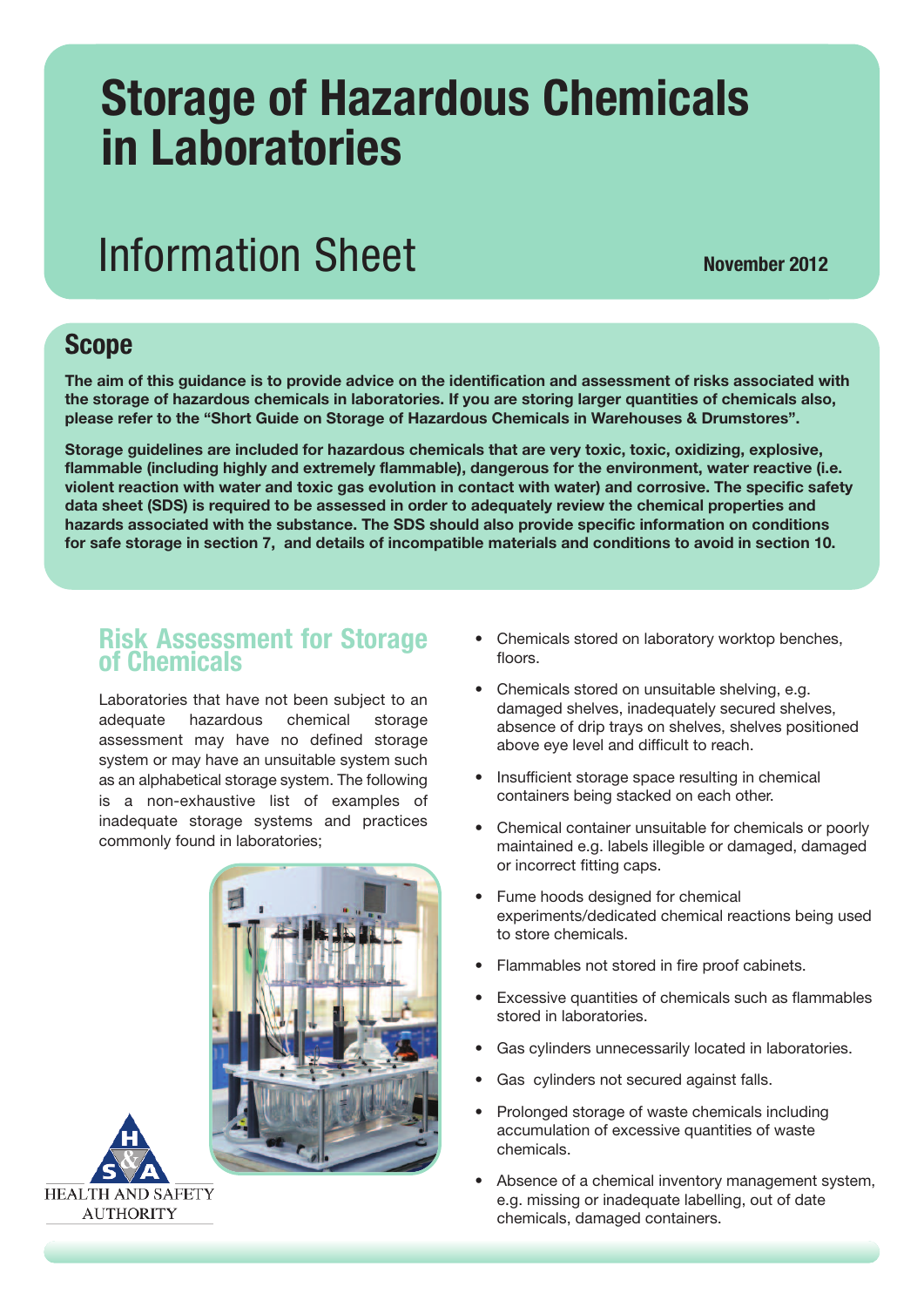# Storage of Hazardous Chemicals in Laboratories

## Information Sheet

**November 2012**

## Scope

**The aim of this guidance is to provide advice on the identification and assessment of risks associated with the storage of hazardous chemicals in laboratories. If you are storing larger quantities of chemicals also, please refer to the "Short Guide on Storage of Hazardous Chemicals in Warehouses & Drumstores".**

**Storage guidelines are included for hazardous chemicals that are very toxic, toxic, oxidizing, explosive, flammable (including highly and extremely flammable), dangerous for the environment, water reactive (i.e. violent reaction with water and toxic gas evolution in contact with water) and corrosive. The specific safety data sheet (SDS) is required to be assessed in order to adequately review the chemical properties and hazards associated with the substance. The SDS should also provide specific information on conditions for safe storage in section 7, and details of incompatible materials and conditions to avoid in section 10.**

## Risk Assessment for Storage of Chemicals

Laboratories that have not been subject to an adequate hazardous chemical storage assessment may have no defined storage system or may have an unsuitable system such as an alphabetical storage system. The following is a non-exhaustive list of examples of inadequate storage systems and practices commonly found in laboratories;

- Chemicals stored on laboratory worktop benches, floors.
- Chemicals stored on unsuitable shelving, e.g. damaged shelves, inadequately secured shelves, absence of drip trays on shelves, shelves positioned above eye level and difficult to reach.
- Insufficient storage space resulting in chemical containers being stacked on each other.
- Chemical container unsuitable for chemicals or poorly maintained e.g. labels illegible or damaged, damaged or incorrect fitting caps.
- Fume hoods designed for chemical experiments/dedicated chemical reactions being used to store chemicals.
- Flammables not stored in fire proof cabinets.
- Excessive quantities of chemicals such as flammables stored in laboratories.
- Gas cylinders unnecessarily located in laboratories.
- Gas cylinders not secured against falls.
- Prolonged storage of waste chemicals including accumulation of excessive quantities of waste chemicals.
- Absence of a chemical inventory management system, e.g. missing or inadequate labelling, out of date chemicals, damaged containers.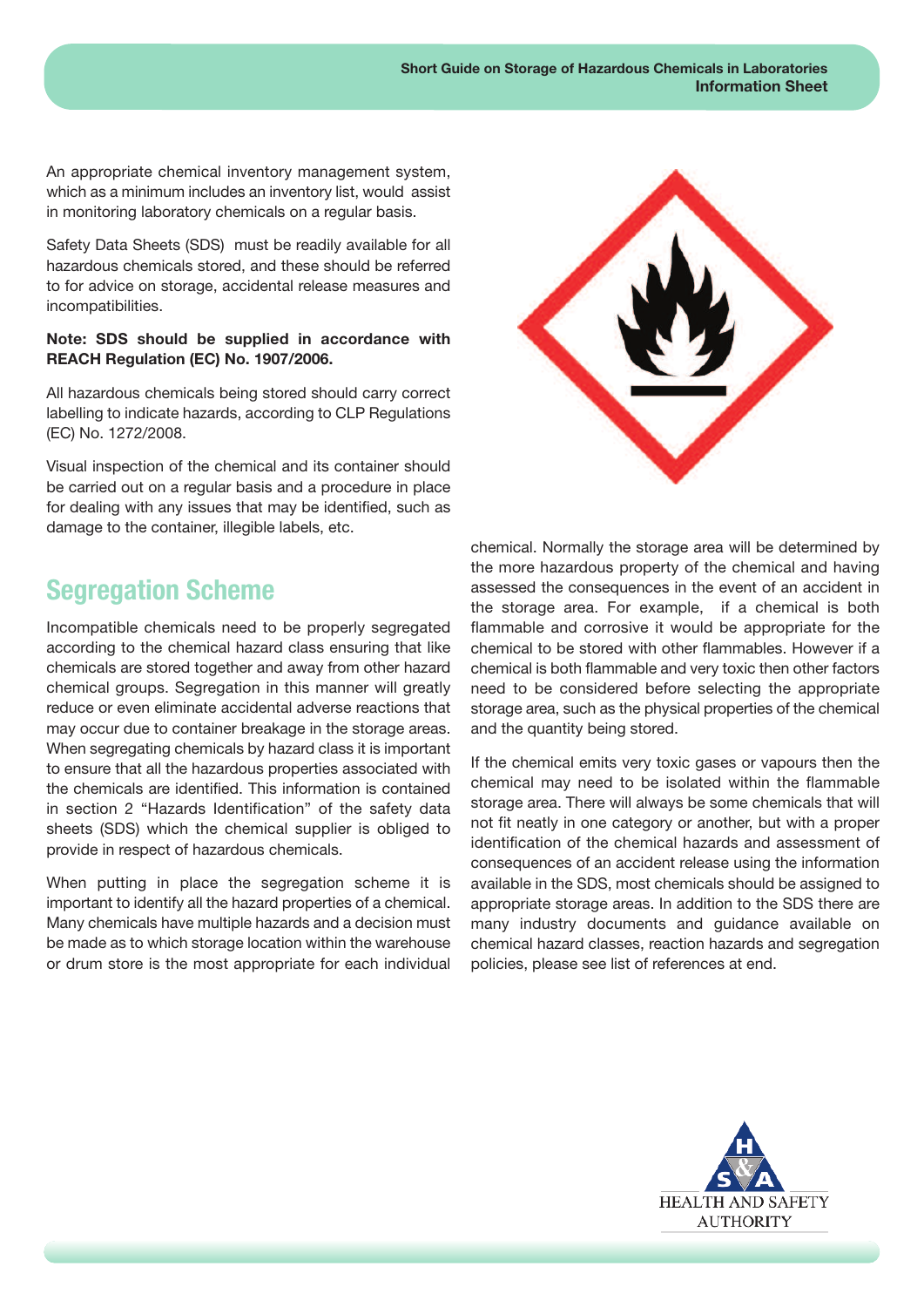An appropriate chemical inventory management system, which as a minimum includes an inventory list, would assist in monitoring laboratory chemicals on a regular basis.

Safety Data Sheets (SDS) must be readily available for all hazardous chemicals stored, and these should be referred to for advice on storage, accidental release measures and incompatibilities.

**Note: SDS should be supplied in accordance with REACH Regulation (EC) No. 1907/2006.**

All hazardous chemicals being stored should carry correct labelling to indicate hazards, according to CLP Regulations (EC) No. 1272/2008.

Visual inspection of the chemical and its container should be carried out on a regular basis and a procedure in place for dealing with any issues that may be identified, such as damage to the container, illegible labels, etc.

## Segregation Scheme

Incompatible chemicals need to be properly segregated according to the chemical hazard class ensuring that like chemicals are stored together and away from other hazard chemical groups. Segregation in this manner will greatly reduce or even eliminate accidental adverse reactions that may occur due to container breakage in the storage areas. When segregating chemicals by hazard class it is important to ensure that all the hazardous properties associated with the chemicals are identified. This information is contained in the section 2 "Hazards Identification" of the safety data sheets (SDS) which the chemical supplier is obliged to provide in respect of hazardous chemicals.

When putting in place the segregation scheme it is important to identify all the hazard properties of a chemical. Many chemicals have multiple hazards and a decision must be made as to which storage location within the warehouse or drum store is the most appropriate for each individual chemical. Normally the storage area will be determined by the more hazardous property of the chemical and having assessed the consequences in the event of an accident in the storage area. For example, if a chemical is both flammable and corrosive it would be appropriate for the chemical to be stored with other flammables. However if a chemical is both flammable and very toxic then other factors need to be considered before selecting the appropriate storage area, such as the physical properties of the chemical and the quantity being stored.

If the chemical emits very toxic gases or vapours then the chemical may need to be isolated within the flammable storage area. There will always be some chemicals that will not fit neatly in one category or another, but with a proper identification of the chemical hazards and assessment of consequences of an accident release using the information available in the SDS, most chemicals should be assigned to appropriate storage areas. In addition to the SDS there are many industry documents and guidance available on chemical hazard classes, reaction hazards and segregation policies, please see list of references at end.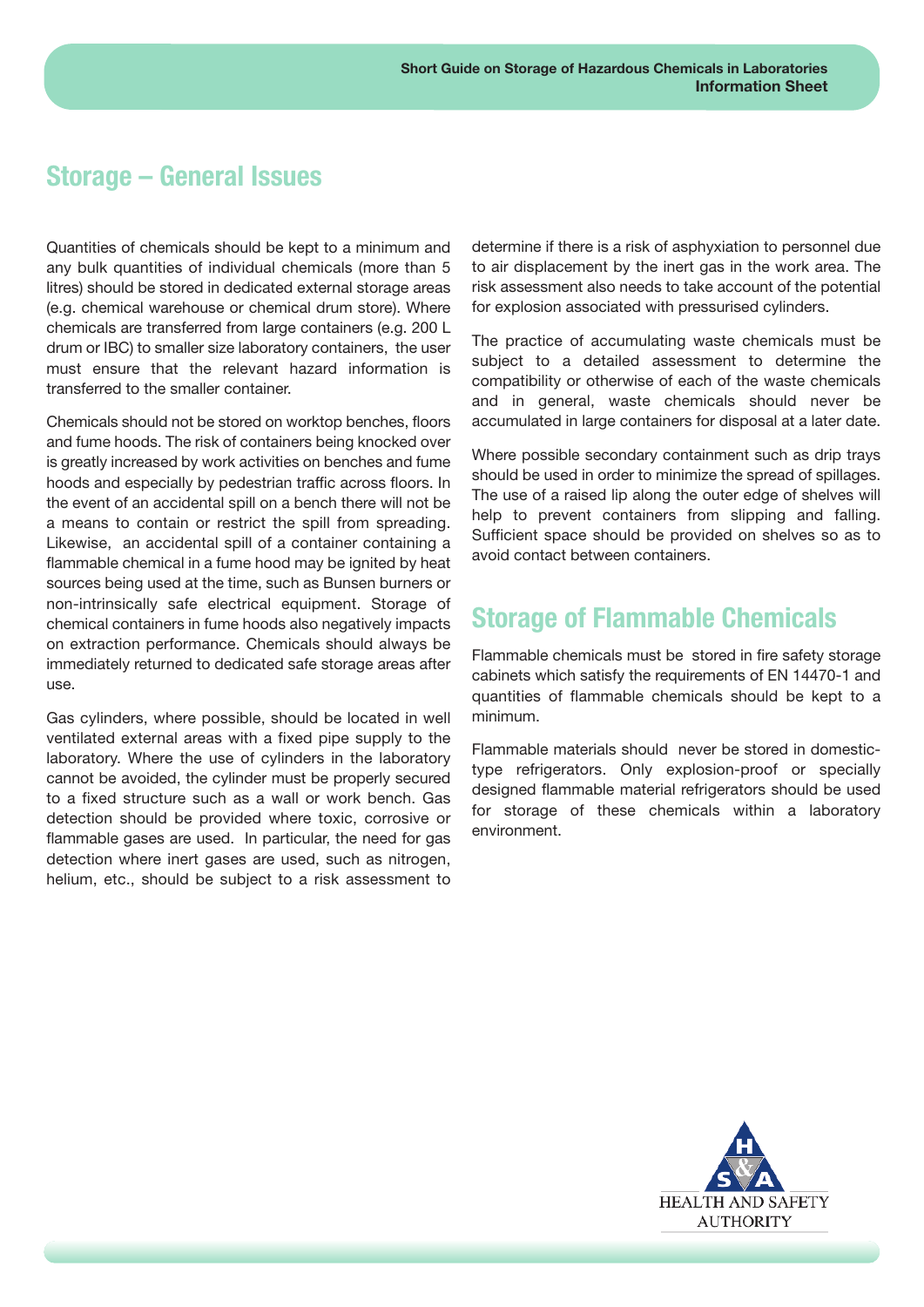## Storage – General Issues

Quantities of chemicals should be kept to a minimum and any bulk quantities of individual chemicals (more than 5 litres) should be stored in dedicated external storage areas (e.g. chemical warehouse or chemical drum store). Where chemicals are transferred from large containers (e.g. 200 L drum or IBC) to smaller size laboratory containers, the user must ensure that the relevant hazard information is transferred to the smaller container.

Chemicals should not be stored on worktop benches, floors and fume hoods. The risk of containers being knocked over is greatly increased by work activities on benches and fume hoods and especially by pedestrian traffic across floors. In the event of an accidental spill on a bench there will not be a means to contain or restrict the spill from spreading. Likewise, an accidental spill of a container containing a flammable chemical in a fume hood may be ignited by heat sources being used at the time, such as Bunsen burners or non-intrinsically safe electrical equipment. Storage of chemical containers in fume hoods also negatively impacts on extraction performance. Chemicals should always be immediately returned to dedicated safe storage areas after use.

Gas cylinders, where possible, should be located in well ventilated external areas with a fixed pipe supply to the laboratory. Where the use of cylinders in the laboratory cannot be avoided, the cylinder must be properly secured to a fixed structure such as a wall or work bench. Gas detection should be provided where toxic, corrosive or flammable gases are used. In particular, the need for gas detection where inert gases are used, such as nitrogen, helium, etc., should be subject to a risk assessment to determine if there is a risk of asphyxiation to personnel due to air displacement by the inert gas in the work area. The risk assessment also needs to take account of the potential for explosion associated with pressurised cylinders.

The practice of accumulating waste chemicals must be subject to a detailed assessment to determine the compatibility or otherwise of each of the waste chemicals and in general, waste chemicals should never be accumulated in large containers for disposal at a later date.

Where possible secondary containment such as drip trays should be used in order to minimize the spread of spillages. The use of a raised lip along the outer edge of shelves will help to prevent containers from slipping and falling. Sufficient space should be provided on shelves so as to avoid contact between containers.

## Storage of Flammable Chemicals

Flammable chemicals must be stored in fire safety storage cabinets which satisfy the requirements of EN 14470-1 and quantities of flammable chemicals should be kept to a minimum.

Flammable materials should never be stored in domestic-type refrigerators. Only explosion-proof or specially designed flammable material refrigerators should be used for storage of these chemicals within a laboratory environment.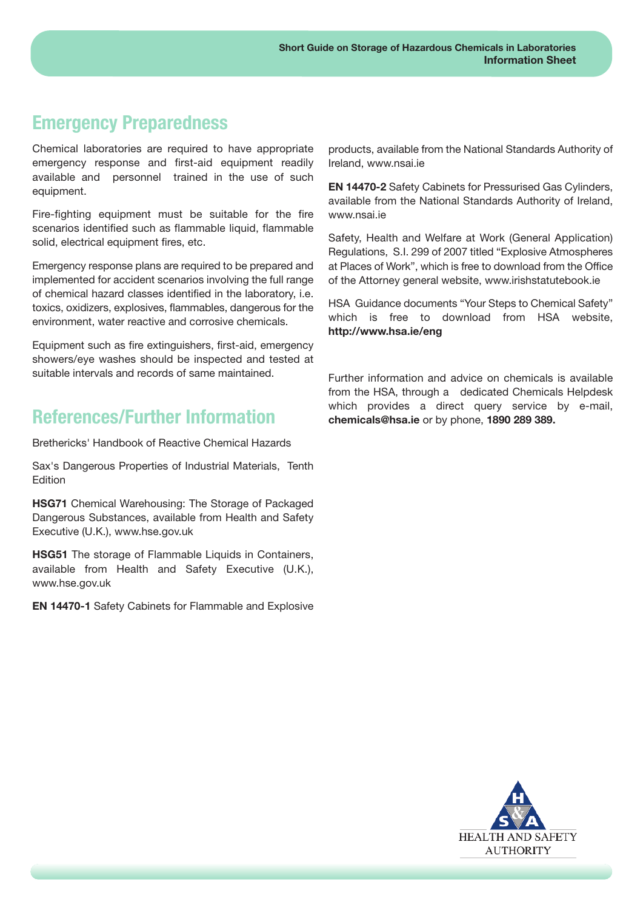## Emergency Preparedness

Chemical laboratories are required to have appropriate emergency response and first-aid equipment readily available and personnel trained in the use of such equipment.

Fire-fighting equipment must be suitable for the fire scenarios identified such as flammable liquid, flammable solid, electrical equipment fires, etc.

Emergency response plans are required to be prepared and implemented for accident scenarios involving the full range of chemical hazard classes identified in the laboratory, i.e. toxics, oxidizers, explosives, flammables, dangerous for the environment, water reactive and corrosive chemicals.

Equipment such as fire extinguishers, first-aid, emergency showers/eye washes should be inspected and tested at suitable intervals and records of same maintained.

## References/Further Information

Brethericks' Handbook of Reactive Chemical Hazards

Sax's Dangerous Properties of Industrial Materials, Tenth Edition

**HSG71** Chemical Warehousing: The Storage of Packaged Dangerous Substances, available from Health and Safety Executive (U.K.), www.hse.gov.uk

**HSG51** The storage of Flammable Liquids in Containers, available from Health and Safety Executive (U.K.), www.hse.gov.uk

**EN 14470-1** Safety Cabinets for Flammable and Explosive products, available from the National Standards Authority of Ireland, www.nsai.ie

**EN 14470-2** Safety Cabinets for Pressurised Gas Cylinders, available from the National Standards Authority of Ireland, www.nsai.ie

Safety, Health and Welfare at Work (General Application) Regulations, S.I. 299 of 2007 titled "Explosive Atmospheres at Places of Work", which is free to download from the Office of the Attorney general website, www.irishstatutebook.ie

HSA Guidance documents "Your Steps to Chemical Safety" which is free to download from HSA website, **http://www.hsa.ie/eng**

Further information and advice on chemicals is available from the HSA, through a dedicated Chemicals Helpdesk which provides a direct query service by e-mail, **chemicals@hsa.ie** or by phone, **1890 289 389.**

HEALTH AND SAFETY AUTHORITY